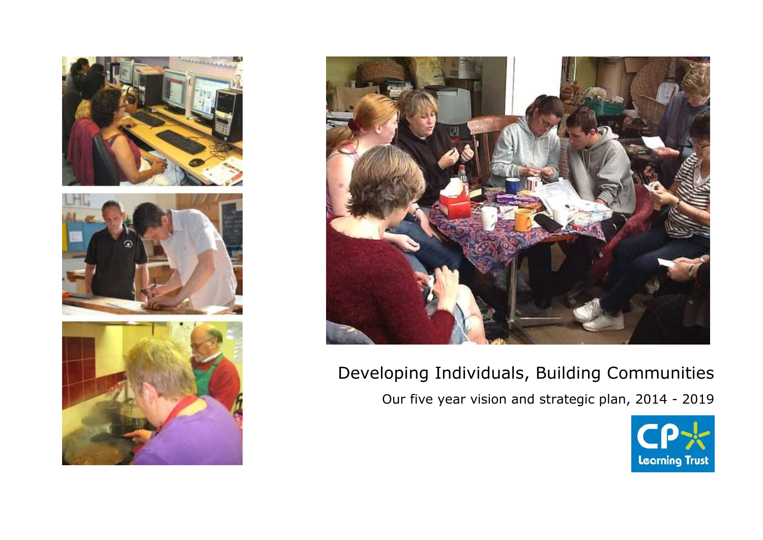# Developing Individuals, Building Communities

Our five year vision and strategic plan, 2014 - 2019

CP Learning Trust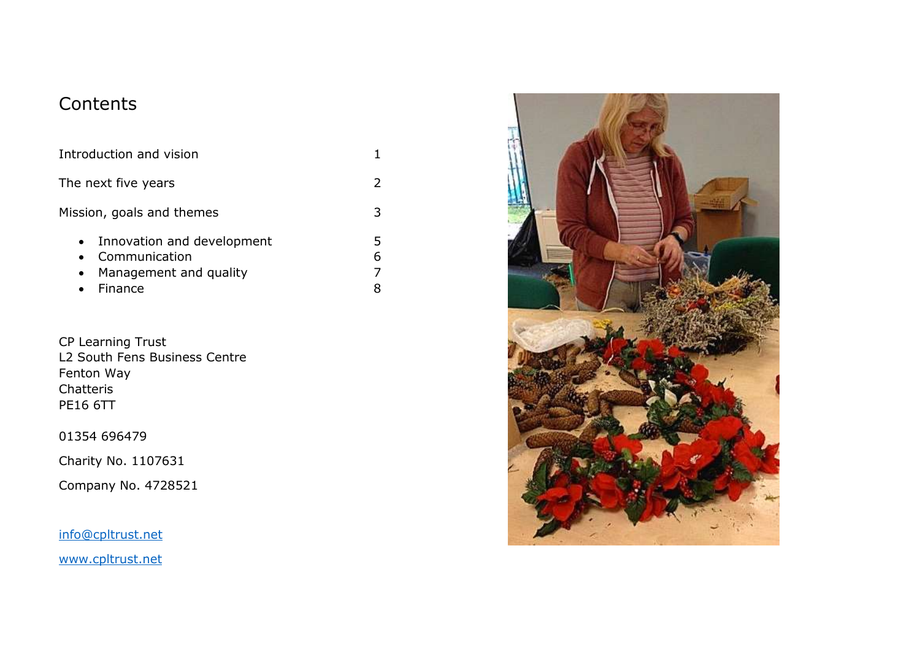# Contents

| | |
|---|---|
| Introduction and vision | 1 |
| The next five years | 2 |
| Mission, goals and themes | 3 |
| • Innovation and development | 5 |
| • Communication | 6 |
| • Management and quality | 7 |
| • Finance | 8 |

CP Learning Trust
L2 South Fens Business Centre
Fenton Way
Chatteris
PE16 6TT

01354 696479

Charity No. 1107631

Company No. 4728521

[info@cpltrust.net](mailto:info@cpltrust.net)

[www.cpltrust.net](http://www.cpltrust.net)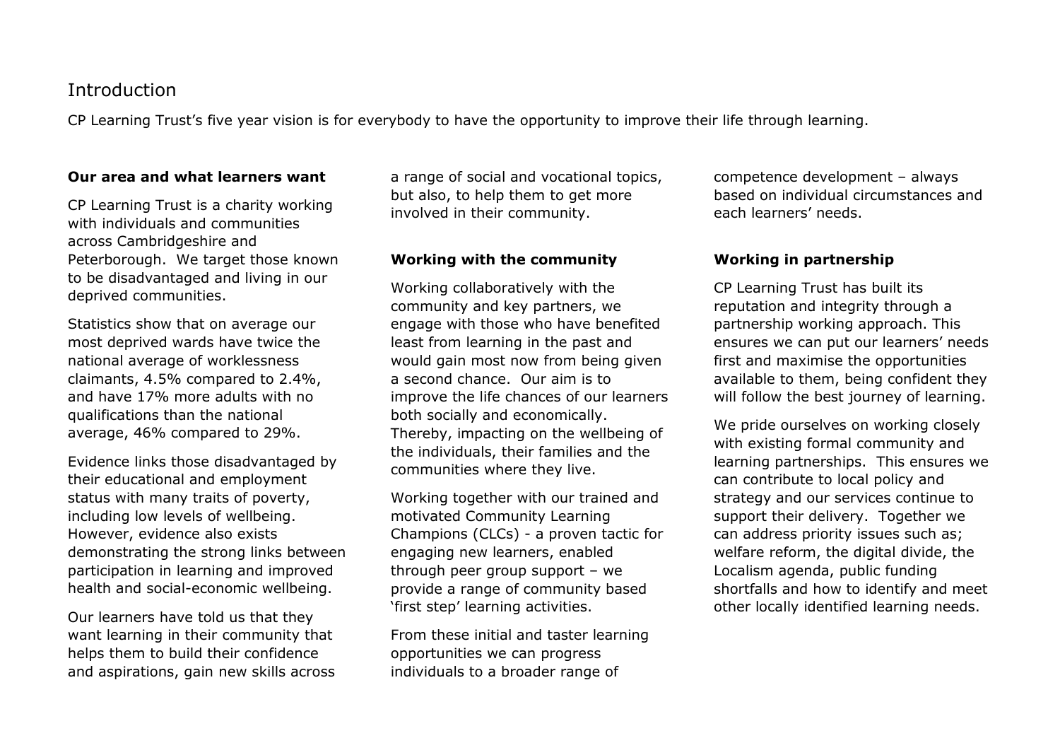# Introduction

CP Learning Trust's five year vision is for everybody to have the opportunity to improve their life through learning.

### Our area and what learners want

CP Learning Trust is a charity working with individuals and communities across Cambridgeshire and Peterborough. We target those known to be disadvantaged and living in our deprived communities.

Statistics show that on average our most deprived wards have twice the national average of worklessness claimants, 4.5% compared to 2.4%, and have 17% more adults with no qualifications than the national average, 46% compared to 29%.

Evidence links those disadvantaged by their educational and employment status with many traits of poverty, including low levels of wellbeing. However, evidence also exists demonstrating the strong links between participation in learning and improved health and social-economic wellbeing.

Our learners have told us that they want learning in their community that helps them to build their confidence and aspirations, gain new skills across a range of social and vocational topics, but also, to help them to get more involved in their community.

### Working with the community

Working collaboratively with the community and key partners, we engage with those who have benefited least from learning in the past and would gain most now from being given a second chance. Our aim is to improve the life chances of our learners both socially and economically. Thereby, impacting on the wellbeing of the individuals, their families and the communities where they live.

Working together with our trained and motivated Community Learning Champions (CLCs) - a proven tactic for engaging new learners, enabled through peer group support – we provide a range of community based 'first step' learning activities.

From these initial and taster learning opportunities we can progress individuals to a broader range of competence development – always based on individual circumstances and each learners' needs.

### Working in partnership

CP Learning Trust has built its reputation and integrity through a partnership working approach. This ensures we can put our learners' needs first and maximise the opportunities available to them, being confident they will follow the best journey of learning.

We pride ourselves on working closely with existing formal community and learning partnerships. This ensures we can contribute to local policy and strategy and our services continue to support their delivery. Together we can address priority issues such as; welfare reform, the digital divide, the Localism agenda, public funding shortfalls and how to identify and meet other locally identified learning needs.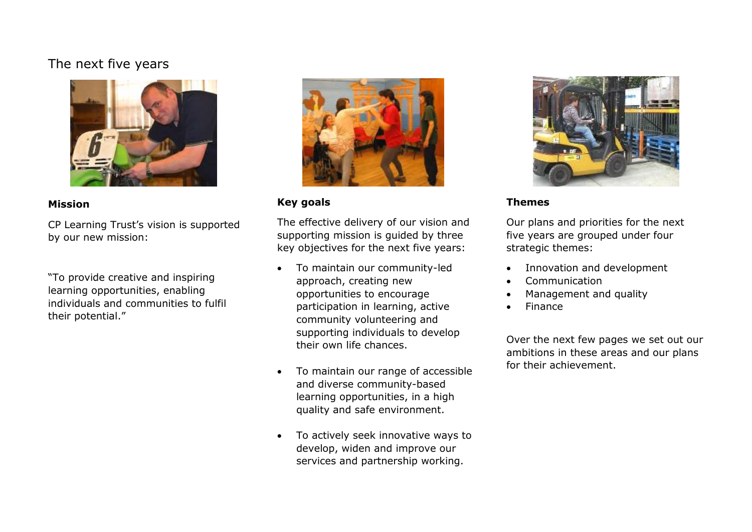## The next five years

### Mission

CP Learning Trust's vision is supported by our new mission:

"To provide creative and inspiring learning opportunities, enabling individuals and communities to fulfil their potential."

### Key goals

The effective delivery of our vision and supporting mission is guided by three key objectives for the next five years:

- To maintain our community-led approach, creating new opportunities to encourage participation in learning, active community volunteering and supporting individuals to develop their own life chances.
- To maintain our range of accessible and diverse community-based learning opportunities, in a high quality and safe environment.
- To actively seek innovative ways to develop, widen and improve our services and partnership working.

### Themes

Our plans and priorities for the next five years are grouped under four strategic themes:

- Innovation and development
- Communication
- Management and quality
- Finance

Over the next few pages we set out our ambitions in these areas and our plans for their achievement.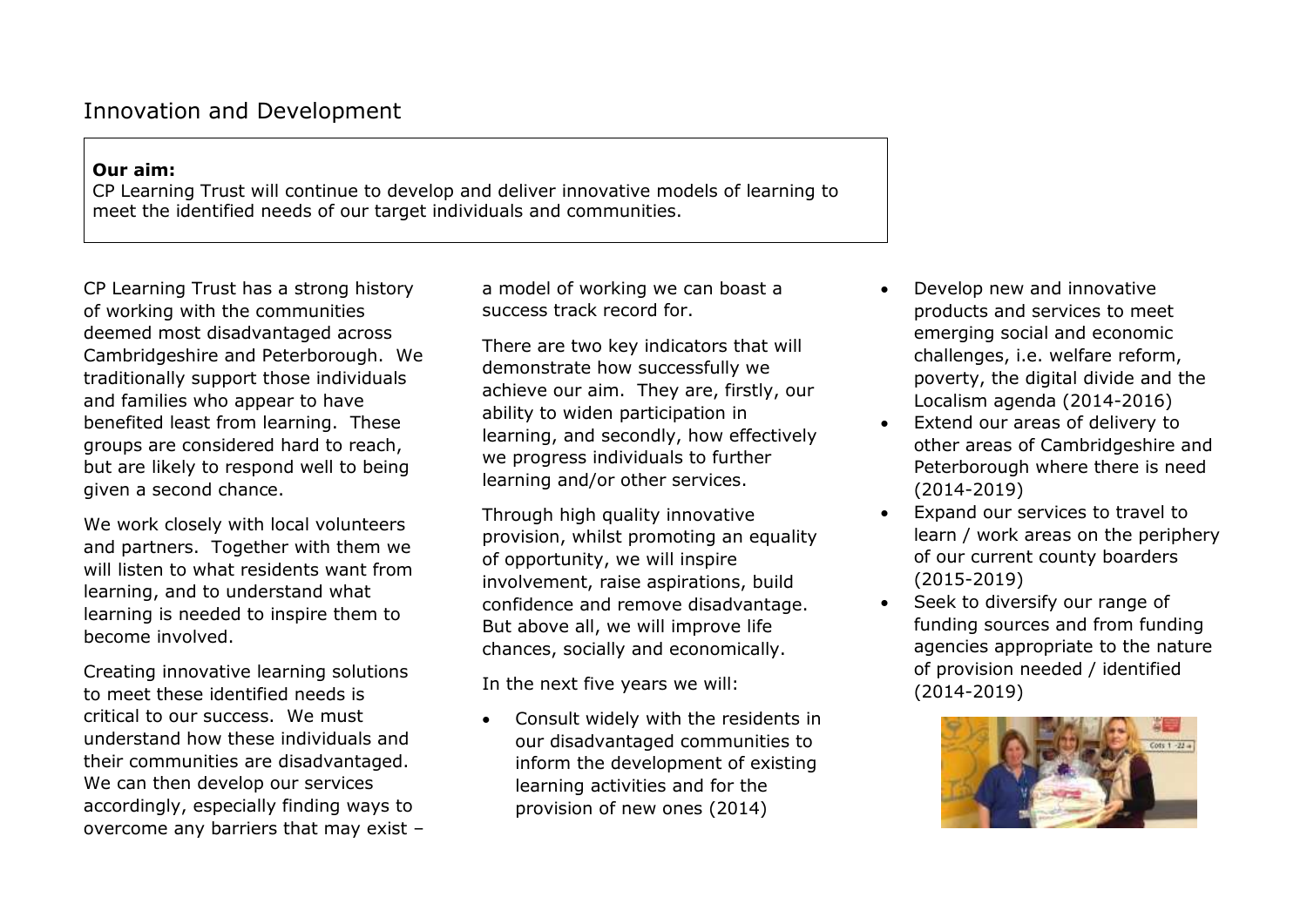## Innovation and Development

**Our aim:**
CP Learning Trust will continue to develop and deliver innovative models of learning to meet the identified needs of our target individuals and communities.

CP Learning Trust has a strong history of working with the communities deemed most disadvantaged across Cambridgeshire and Peterborough. We traditionally support those individuals and families who appear to have benefited least from learning. These groups are considered hard to reach, but are likely to respond well to being given a second chance.

We work closely with local volunteers and partners. Together with them we will listen to what residents want from learning, and to understand what learning is needed to inspire them to become involved.

Creating innovative learning solutions to meet these identified needs is critical to our success. We must understand how these individuals and their communities are disadvantaged. We can then develop our services accordingly, especially finding ways to overcome any barriers that may exist – a model of working we can boast a success track record for.

There are two key indicators that will demonstrate how successfully we achieve our aim. They are, firstly, our ability to widen participation in learning, and secondly, how effectively we progress individuals to further learning and/or other services.

Through high quality innovative provision, whilst promoting an equality of opportunity, we will inspire involvement, raise aspirations, build confidence and remove disadvantage. But above all, we will improve life chances, socially and economically.

In the next five years we will:

- Consult widely with the residents in our disadvantaged communities to inform the development of existing learning activities and for the provision of new ones (2014)
- Develop new and innovative products and services to meet emerging social and economic challenges, i.e. welfare reform, poverty, the digital divide and the Localism agenda (2014-2016)
- Extend our areas of delivery to other areas of Cambridgeshire and Peterborough where there is need (2014-2019)
- Expand our services to travel to learn / work areas on the periphery of our current county boarders (2015-2019)
- Seek to diversify our range of funding sources and from funding agencies appropriate to the nature of provision needed / identified (2014-2019)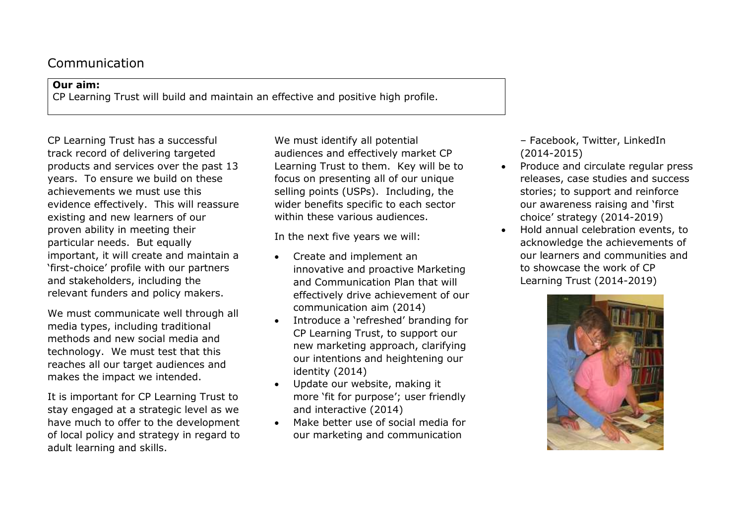## Communication

**Our aim:**
CP Learning Trust will build and maintain an effective and positive high profile.

CP Learning Trust has a successful track record of delivering targeted products and services over the past 13 years. To ensure we build on these achievements we must use this evidence effectively. This will reassure existing and new learners of our proven ability in meeting their particular needs. But equally important, it will create and maintain a 'first-choice' profile with our partners and stakeholders, including the relevant funders and policy makers.

We must communicate well through all media types, including traditional methods and new social media and technology. We must test that this reaches all our target audiences and makes the impact we intended.

It is important for CP Learning Trust to stay engaged at a strategic level as we have much to offer to the development of local policy and strategy in regard to adult learning and skills.

We must identify all potential audiences and effectively market CP Learning Trust to them. Key will be to focus on presenting all of our unique selling points (USPs). Including, the wider benefits specific to each sector within these various audiences.

In the next five years we will:

- Create and implement an innovative and proactive Marketing and Communication Plan that will effectively drive achievement of our communication aim (2014)
- Introduce a 'refreshed' branding for CP Learning Trust, to support our new marketing approach, clarifying our intentions and heightening our identity (2014)
- Update our website, making it more 'fit for purpose'; user friendly and interactive (2014)
- Make better use of social media for our marketing and communication – Facebook, Twitter, LinkedIn (2014-2015)
- Produce and circulate regular press releases, case studies and success stories; to support and reinforce our awareness raising and 'first choice' strategy (2014-2019)
- Hold annual celebration events, to acknowledge the achievements of our learners and communities and to showcase the work of CP Learning Trust (2014-2019)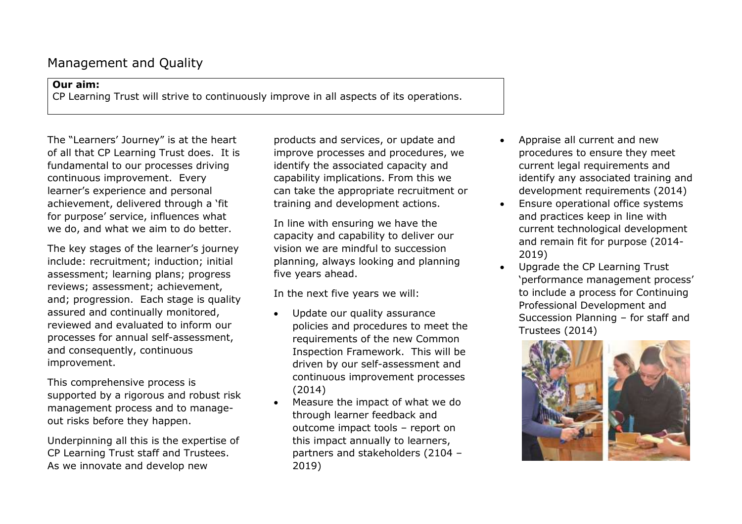## Management and Quality

**Our aim:**
CP Learning Trust will strive to continuously improve in all aspects of its operations.

The "Learners' Journey" is at the heart of all that CP Learning Trust does. It is fundamental to our processes driving continuous improvement. Every learner's experience and personal achievement, delivered through a 'fit for purpose' service, influences what we do, and what we aim to do better.

The key stages of the learner's journey include: recruitment; induction; initial assessment; learning plans; progress reviews; assessment; achievement, and; progression. Each stage is quality assured and continually monitored, reviewed and evaluated to inform our processes for annual self-assessment, and consequently, continuous improvement.

This comprehensive process is supported by a rigorous and robust risk management process and to manage-out risks before they happen.

Underpinning all this is the expertise of CP Learning Trust staff and Trustees. As we innovate and develop new products and services, or update and improve processes and procedures, we identify the associated capacity and capability implications. From this we can take the appropriate recruitment or training and development actions.

In line with ensuring we have the capacity and capability to deliver our vision we are mindful to succession planning, always looking and planning five years ahead.

In the next five years we will:

- Update our quality assurance policies and procedures to meet the requirements of the new Common Inspection Framework. This will be driven by our self-assessment and continuous improvement processes (2014)
- Measure the impact of what we do through learner feedback and outcome impact tools – report on this impact annually to learners, partners and stakeholders (2104 – 2019)
- Appraise all current and new procedures to ensure they meet current legal requirements and identify any associated training and development requirements (2014)
- Ensure operational office systems and practices keep in line with current technological development and remain fit for purpose (2014-2019)
- Upgrade the CP Learning Trust 'performance management process' to include a process for Continuing Professional Development and Succession Planning – for staff and Trustees (2014)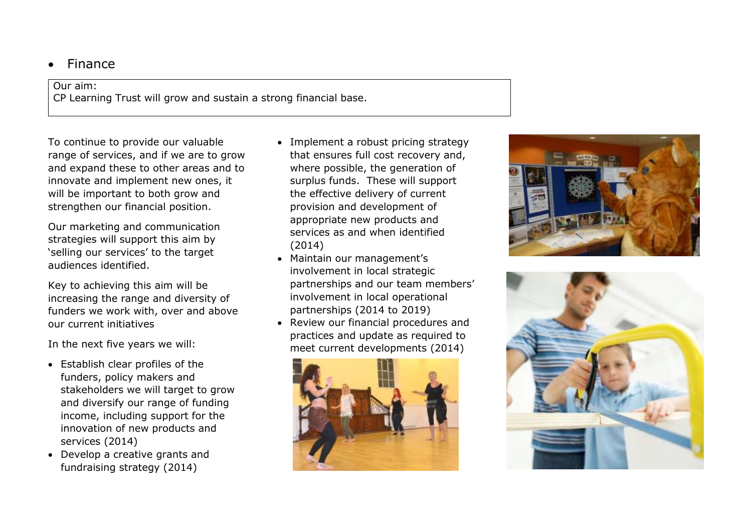- Finance

Our aim:
CP Learning Trust will grow and sustain a strong financial base.

To continue to provide our valuable range of services, and if we are to grow and expand these to other areas and to innovate and implement new ones, it will be important to both grow and strengthen our financial position.

Our marketing and communication strategies will support this aim by 'selling our services' to the target audiences identified.

Key to achieving this aim will be increasing the range and diversity of funders we work with, over and above our current initiatives

In the next five years we will:

- Establish clear profiles of the funders, policy makers and stakeholders we will target to grow and diversify our range of funding income, including support for the innovation of new products and services (2014)
- Develop a creative grants and fundraising strategy (2014)
- Implement a robust pricing strategy that ensures full cost recovery and, where possible, the generation of surplus funds. These will support the effective delivery of current provision and development of appropriate new products and services as and when identified (2014)
- Maintain our management's involvement in local strategic partnerships and our team members' involvement in local operational partnerships (2014 to 2019)
- Review our financial procedures and practices and update as required to meet current developments (2014)